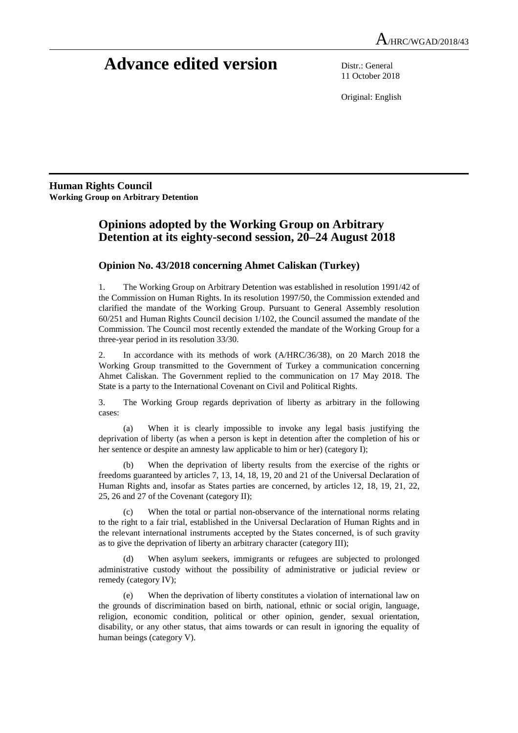A/HRC/WGAD/2018/43

# Advance edited version

Distr.: General
11 October 2018

Original: English

**Human Rights Council**
**Working Group on Arbitrary Detention**

## Opinions adopted by the Working Group on Arbitrary Detention at its eighty-second session, 20–24 August 2018

### Opinion No. 43/2018 concerning Ahmet Caliskan (Turkey)

1. The Working Group on Arbitrary Detention was established in resolution 1991/42 of the Commission on Human Rights. In its resolution 1997/50, the Commission extended and clarified the mandate of the Working Group. Pursuant to General Assembly resolution 60/251 and Human Rights Council decision 1/102, the Council assumed the mandate of the Commission. The Council most recently extended the mandate of the Working Group for a three-year period in its resolution 33/30.

2. In accordance with its methods of work (A/HRC/36/38), on 20 March 2018 the Working Group transmitted to the Government of Turkey a communication concerning Ahmet Caliskan. The Government replied to the communication on 17 May 2018. The State is a party to the International Covenant on Civil and Political Rights.

3. The Working Group regards deprivation of liberty as arbitrary in the following cases:

(a) When it is clearly impossible to invoke any legal basis justifying the deprivation of liberty (as when a person is kept in detention after the completion of his or her sentence or despite an amnesty law applicable to him or her) (category I);

(b) When the deprivation of liberty results from the exercise of the rights or freedoms guaranteed by articles 7, 13, 14, 18, 19, 20 and 21 of the Universal Declaration of Human Rights and, insofar as States parties are concerned, by articles 12, 18, 19, 21, 22, 25, 26 and 27 of the Covenant (category II);

(c) When the total or partial non-observance of the international norms relating to the right to a fair trial, established in the Universal Declaration of Human Rights and in the relevant international instruments accepted by the States concerned, is of such gravity as to give the deprivation of liberty an arbitrary character (category III);

(d) When asylum seekers, immigrants or refugees are subjected to prolonged administrative custody without the possibility of administrative or judicial review or remedy (category IV);

(e) When the deprivation of liberty constitutes a violation of international law on the grounds of discrimination based on birth, national, ethnic or social origin, language, religion, economic condition, political or other opinion, gender, sexual orientation, disability, or any other status, that aims towards or can result in ignoring the equality of human beings (category V).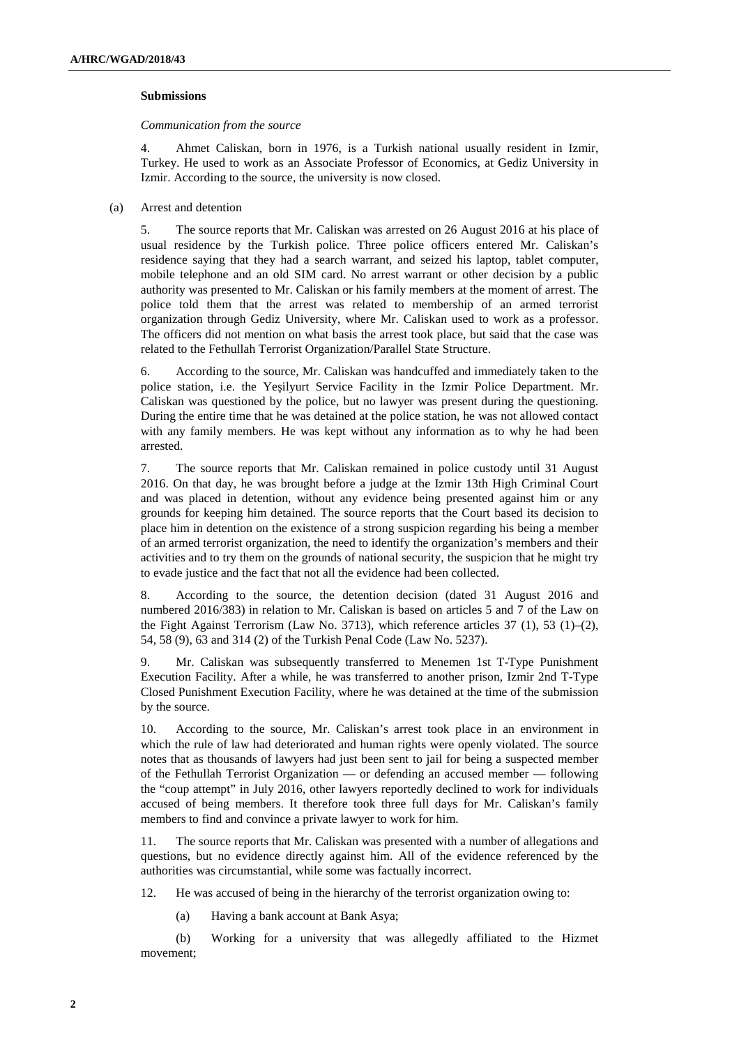**Submissions**

*Communication from the source*

4. Ahmet Caliskan, born in 1976, is a Turkish national usually resident in Izmir, Turkey. He used to work as an Associate Professor of Economics, at Gediz University in Izmir. According to the source, the university is now closed.

(a) Arrest and detention

5. The source reports that Mr. Caliskan was arrested on 26 August 2016 at his place of usual residence by the Turkish police. Three police officers entered Mr. Caliskan's residence saying that they had a search warrant, and seized his laptop, tablet computer, mobile telephone and an old SIM card. No arrest warrant or other decision by a public authority was presented to Mr. Caliskan or his family members at the moment of arrest. The police told them that the arrest was related to membership of an armed terrorist organization through Gediz University, where Mr. Caliskan used to work as a professor. The officers did not mention on what basis the arrest took place, but said that the case was related to the Fethullah Terrorist Organization/Parallel State Structure.

6. According to the source, Mr. Caliskan was handcuffed and immediately taken to the police station, i.e. the Yeşilyurt Service Facility in the Izmir Police Department. Mr. Caliskan was questioned by the police, but no lawyer was present during the questioning. During the entire time that he was detained at the police station, he was not allowed contact with any family members. He was kept without any information as to why he had been arrested.

7. The source reports that Mr. Caliskan remained in police custody until 31 August 2016. On that day, he was brought before a judge at the Izmir 13th High Criminal Court and was placed in detention, without any evidence being presented against him or any grounds for keeping him detained. The source reports that the Court based its decision to place him in detention on the existence of a strong suspicion regarding his being a member of an armed terrorist organization, the need to identify the organization's members and their activities and to try them on the grounds of national security, the suspicion that he might try to evade justice and the fact that not all the evidence had been collected.

8. According to the source, the detention decision (dated 31 August 2016 and numbered 2016/383) in relation to Mr. Caliskan is based on articles 5 and 7 of the Law on the Fight Against Terrorism (Law No. 3713), which reference articles 37 (1), 53 (1)–(2), 54, 58 (9), 63 and 314 (2) of the Turkish Penal Code (Law No. 5237).

9. Mr. Caliskan was subsequently transferred to Menemen 1st T-Type Punishment Execution Facility. After a while, he was transferred to another prison, Izmir 2nd T-Type Closed Punishment Execution Facility, where he was detained at the time of the submission by the source.

10. According to the source, Mr. Caliskan's arrest took place in an environment in which the rule of law had deteriorated and human rights were openly violated. The source notes that as thousands of lawyers had just been sent to jail for being a suspected member of the Fethullah Terrorist Organization — or defending an accused member — following the "coup attempt" in July 2016, other lawyers reportedly declined to work for individuals accused of being members. It therefore took three full days for Mr. Caliskan's family members to find and convince a private lawyer to work for him.

11. The source reports that Mr. Caliskan was presented with a number of allegations and questions, but no evidence directly against him. All of the evidence referenced by the authorities was circumstantial, while some was factually incorrect.

12. He was accused of being in the hierarchy of the terrorist organization owing to:

(a) Having a bank account at Bank Asya;

(b) Working for a university that was allegedly affiliated to the Hizmet movement;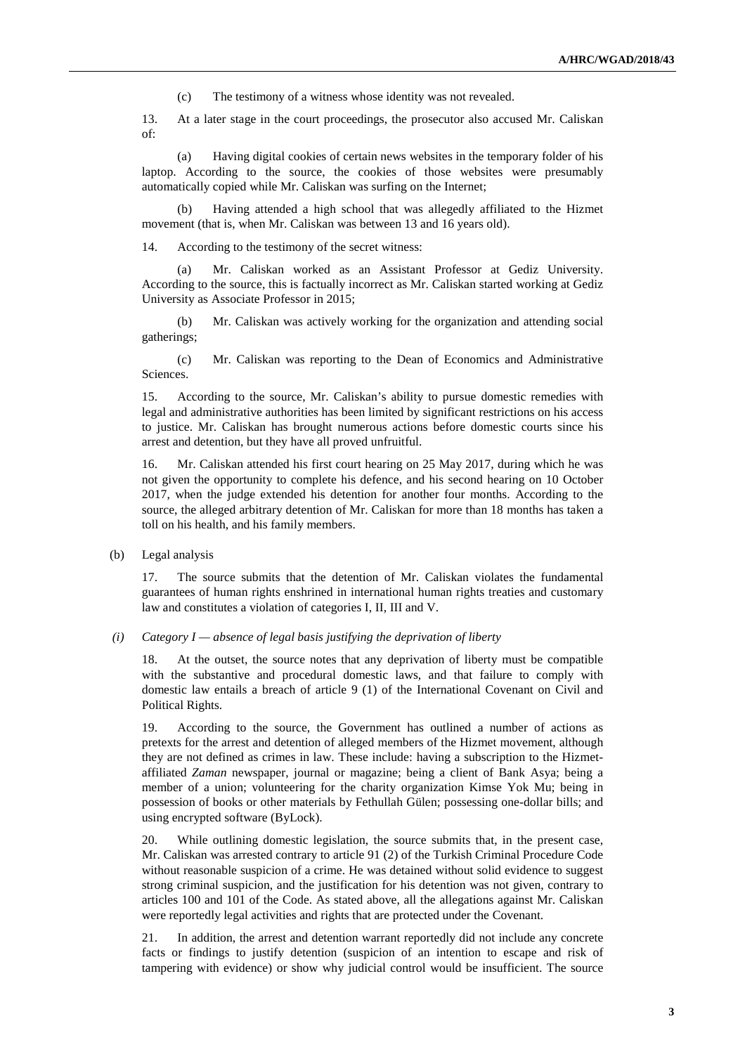(c) The testimony of a witness whose identity was not revealed.

13. At a later stage in the court proceedings, the prosecutor also accused Mr. Caliskan of:

(a) Having digital cookies of certain news websites in the temporary folder of his laptop. According to the source, the cookies of those websites were presumably automatically copied while Mr. Caliskan was surfing on the Internet;

(b) Having attended a high school that was allegedly affiliated to the Hizmet movement (that is, when Mr. Caliskan was between 13 and 16 years old).

14. According to the testimony of the secret witness:

(a) Mr. Caliskan worked as an Assistant Professor at Gediz University. According to the source, this is factually incorrect as Mr. Caliskan started working at Gediz University as Associate Professor in 2015;

(b) Mr. Caliskan was actively working for the organization and attending social gatherings;

(c) Mr. Caliskan was reporting to the Dean of Economics and Administrative Sciences.

15. According to the source, Mr. Caliskan's ability to pursue domestic remedies with legal and administrative authorities has been limited by significant restrictions on his access to justice. Mr. Caliskan has brought numerous actions before domestic courts since his arrest and detention, but they have all proved unfruitful.

16. Mr. Caliskan attended his first court hearing on 25 May 2017, during which he was not given the opportunity to complete his defence, and his second hearing on 10 October 2017, when the judge extended his detention for another four months. According to the source, the alleged arbitrary detention of Mr. Caliskan for more than 18 months has taken a toll on his health, and his family members.

(b) Legal analysis

17. The source submits that the detention of Mr. Caliskan violates the fundamental guarantees of human rights enshrined in international human rights treaties and customary law and constitutes a violation of categories I, II, III and V.

*(i) Category I — absence of legal basis justifying the deprivation of liberty*

18. At the outset, the source notes that any deprivation of liberty must be compatible with the substantive and procedural domestic laws, and that failure to comply with domestic law entails a breach of article 9 (1) of the International Covenant on Civil and Political Rights.

19. According to the source, the Government has outlined a number of actions as pretexts for the arrest and detention of alleged members of the Hizmet movement, although they are not defined as crimes in law. These include: having a subscription to the Hizmet-affiliated *Zaman* newspaper, journal or magazine; being a client of Bank Asya; being a member of a union; volunteering for the charity organization Kimse Yok Mu; being in possession of books or other materials by Fethullah Gülen; possessing one-dollar bills; and using encrypted software (ByLock).

20. While outlining domestic legislation, the source submits that, in the present case, Mr. Caliskan was arrested contrary to article 91 (2) of the Turkish Criminal Procedure Code without reasonable suspicion of a crime. He was detained without solid evidence to suggest strong criminal suspicion, and the justification for his detention was not given, contrary to articles 100 and 101 of the Code. As stated above, all the allegations against Mr. Caliskan were reportedly legal activities and rights that are protected under the Covenant.

21. In addition, the arrest and detention warrant reportedly did not include any concrete facts or findings to justify detention (suspicion of an intention to escape and risk of tampering with evidence) or show why judicial control would be insufficient. The source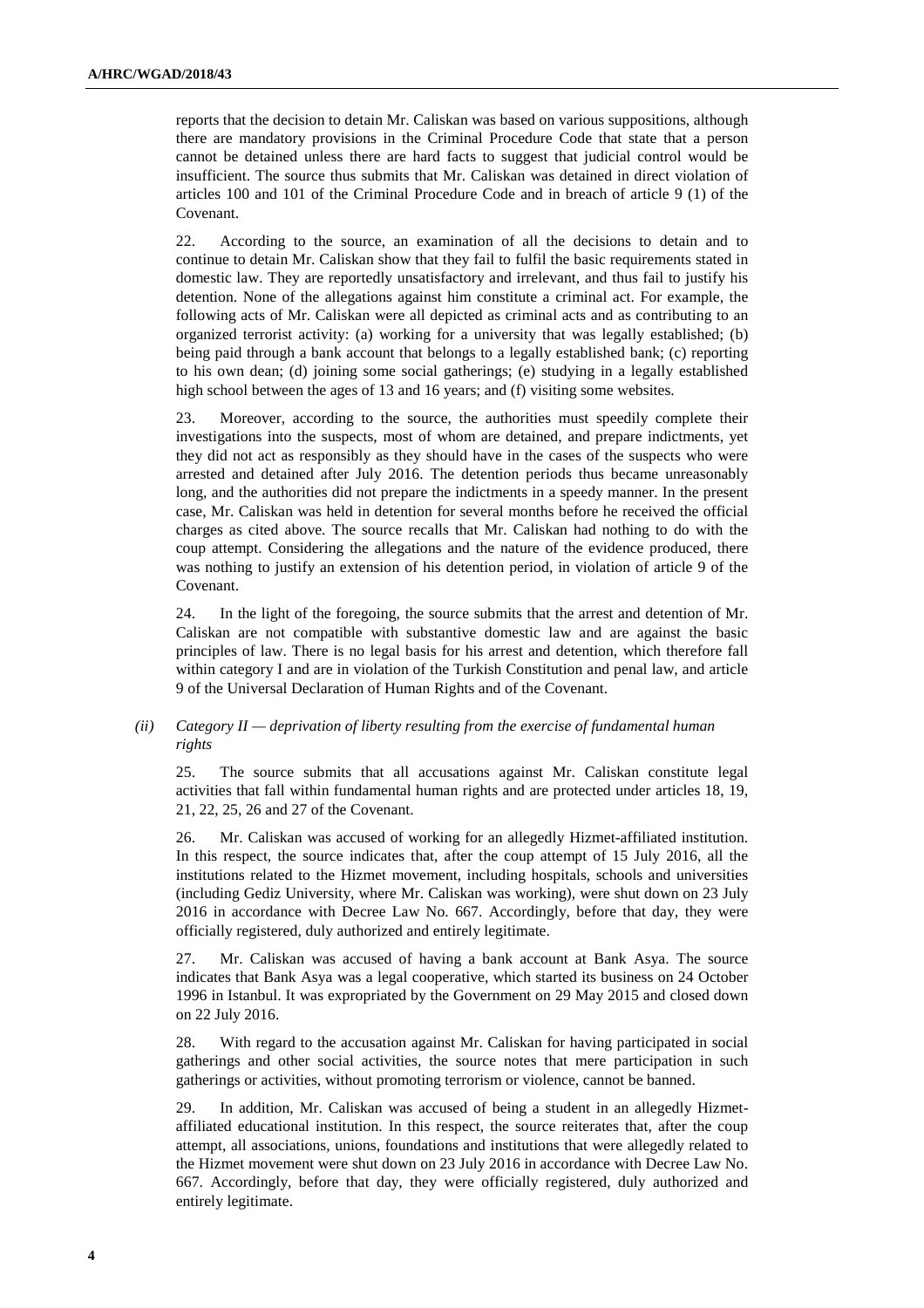reports that the decision to detain Mr. Caliskan was based on various suppositions, although there are mandatory provisions in the Criminal Procedure Code that state that a person cannot be detained unless there are hard facts to suggest that judicial control would be insufficient. The source thus submits that Mr. Caliskan was detained in direct violation of articles 100 and 101 of the Criminal Procedure Code and in breach of article 9 (1) of the Covenant.

22. According to the source, an examination of all the decisions to detain and to continue to detain Mr. Caliskan show that they fail to fulfil the basic requirements stated in domestic law. They are reportedly unsatisfactory and irrelevant, and thus fail to justify his detention. None of the allegations against him constitute a criminal act. For example, the following acts of Mr. Caliskan were all depicted as criminal acts and as contributing to an organized terrorist activity: (a) working for a university that was legally established; (b) being paid through a bank account that belongs to a legally established bank; (c) reporting to his own dean; (d) joining some social gatherings; (e) studying in a legally established high school between the ages of 13 and 16 years; and (f) visiting some websites.

23. Moreover, according to the source, the authorities must speedily complete their investigations into the suspects, most of whom are detained, and prepare indictments, yet they did not act as responsibly as they should have in the cases of the suspects who were arrested and detained after July 2016. The detention periods thus became unreasonably long, and the authorities did not prepare the indictments in a speedy manner. In the present case, Mr. Caliskan was held in detention for several months before he received the official charges as cited above. The source recalls that Mr. Caliskan had nothing to do with the coup attempt. Considering the allegations and the nature of the evidence produced, there was nothing to justify an extension of his detention period, in violation of article 9 of the Covenant.

24. In the light of the foregoing, the source submits that the arrest and detention of Mr. Caliskan are not compatible with substantive domestic law and are against the basic principles of law. There is no legal basis for his arrest and detention, which therefore fall within category I and are in violation of the Turkish Constitution and penal law, and article 9 of the Universal Declaration of Human Rights and of the Covenant.

#### *(ii) Category II — deprivation of liberty resulting from the exercise of fundamental human rights*

25. The source submits that all accusations against Mr. Caliskan constitute legal activities that fall within fundamental human rights and are protected under articles 18, 19, 21, 22, 25, 26 and 27 of the Covenant.

26. Mr. Caliskan was accused of working for an allegedly Hizmet-affiliated institution. In this respect, the source indicates that, after the coup attempt of 15 July 2016, all the institutions related to the Hizmet movement, including hospitals, schools and universities (including Gediz University, where Mr. Caliskan was working), were shut down on 23 July 2016 in accordance with Decree Law No. 667. Accordingly, before that day, they were officially registered, duly authorized and entirely legitimate.

27. Mr. Caliskan was accused of having a bank account at Bank Asya. The source indicates that Bank Asya was a legal cooperative, which started its business on 24 October 1996 in Istanbul. It was expropriated by the Government on 29 May 2015 and closed down on 22 July 2016.

28. With regard to the accusation against Mr. Caliskan for having participated in social gatherings and other social activities, the source notes that mere participation in such gatherings or activities, without promoting terrorism or violence, cannot be banned.

29. In addition, Mr. Caliskan was accused of being a student in an allegedly Hizmet-affiliated educational institution. In this respect, the source reiterates that, after the coup attempt, all associations, unions, foundations and institutions that were allegedly related to the Hizmet movement were shut down on 23 July 2016 in accordance with Decree Law No. 667. Accordingly, before that day, they were officially registered, duly authorized and entirely legitimate.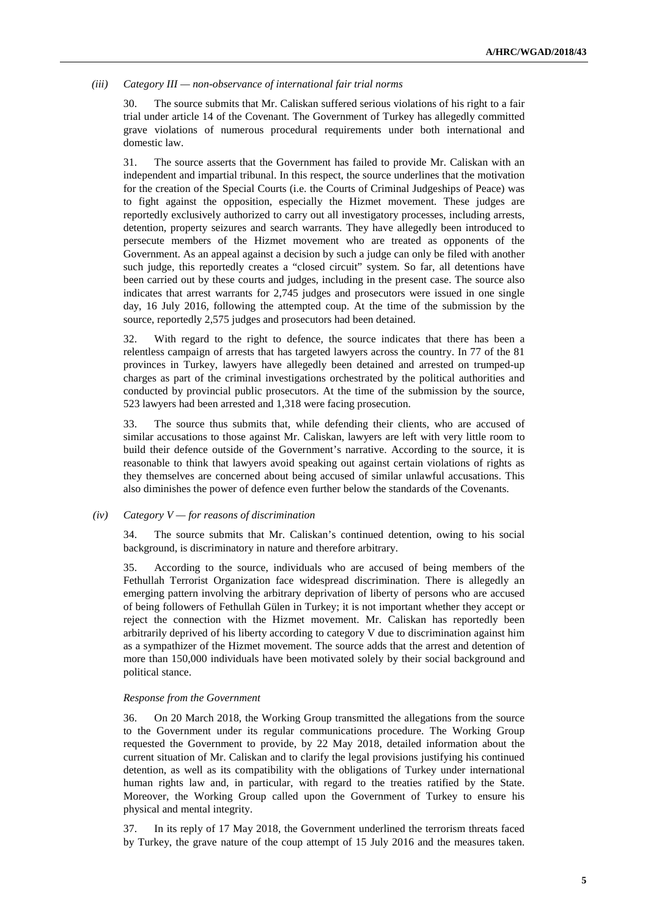*(iii) Category III — non-observance of international fair trial norms*

30. The source submits that Mr. Caliskan suffered serious violations of his right to a fair trial under article 14 of the Covenant. The Government of Turkey has allegedly committed grave violations of numerous procedural requirements under both international and domestic law.

31. The source asserts that the Government has failed to provide Mr. Caliskan with an independent and impartial tribunal. In this respect, the source underlines that the motivation for the creation of the Special Courts (i.e. the Courts of Criminal Judgeships of Peace) was to fight against the opposition, especially the Hizmet movement. These judges are reportedly exclusively authorized to carry out all investigatory processes, including arrests, detention, property seizures and search warrants. They have allegedly been introduced to persecute members of the Hizmet movement who are treated as opponents of the Government. As an appeal against a decision by such a judge can only be filed with another such judge, this reportedly creates a "closed circuit" system. So far, all detentions have been carried out by these courts and judges, including in the present case. The source also indicates that arrest warrants for 2,745 judges and prosecutors were issued in one single day, 16 July 2016, following the attempted coup. At the time of the submission by the source, reportedly 2,575 judges and prosecutors had been detained.

32. With regard to the right to defence, the source indicates that there has been a relentless campaign of arrests that has targeted lawyers across the country. In 77 of the 81 provinces in Turkey, lawyers have allegedly been detained and arrested on trumped-up charges as part of the criminal investigations orchestrated by the political authorities and conducted by provincial public prosecutors. At the time of the submission by the source, 523 lawyers had been arrested and 1,318 were facing prosecution.

33. The source thus submits that, while defending their clients, who are accused of similar accusations to those against Mr. Caliskan, lawyers are left with very little room to build their defence outside of the Government's narrative. According to the source, it is reasonable to think that lawyers avoid speaking out against certain violations of rights as they themselves are concerned about being accused of similar unlawful accusations. This also diminishes the power of defence even further below the standards of the Covenants.

*(iv) Category V — for reasons of discrimination*

34. The source submits that Mr. Caliskan's continued detention, owing to his social background, is discriminatory in nature and therefore arbitrary.

35. According to the source, individuals who are accused of being members of the Fethullah Terrorist Organization face widespread discrimination. There is allegedly an emerging pattern involving the arbitrary deprivation of liberty of persons who are accused of being followers of Fethullah Gülen in Turkey; it is not important whether they accept or reject the connection with the Hizmet movement. Mr. Caliskan has reportedly been arbitrarily deprived of his liberty according to category V due to discrimination against him as a sympathizer of the Hizmet movement. The source adds that the arrest and detention of more than 150,000 individuals have been motivated solely by their social background and political stance.

*Response from the Government*

36. On 20 March 2018, the Working Group transmitted the allegations from the source to the Government under its regular communications procedure. The Working Group requested the Government to provide, by 22 May 2018, detailed information about the current situation of Mr. Caliskan and to clarify the legal provisions justifying his continued detention, as well as its compatibility with the obligations of Turkey under international human rights law and, in particular, with regard to the treaties ratified by the State. Moreover, the Working Group called upon the Government of Turkey to ensure his physical and mental integrity.

37. In its reply of 17 May 2018, the Government underlined the terrorism threats faced by Turkey, the grave nature of the coup attempt of 15 July 2016 and the measures taken.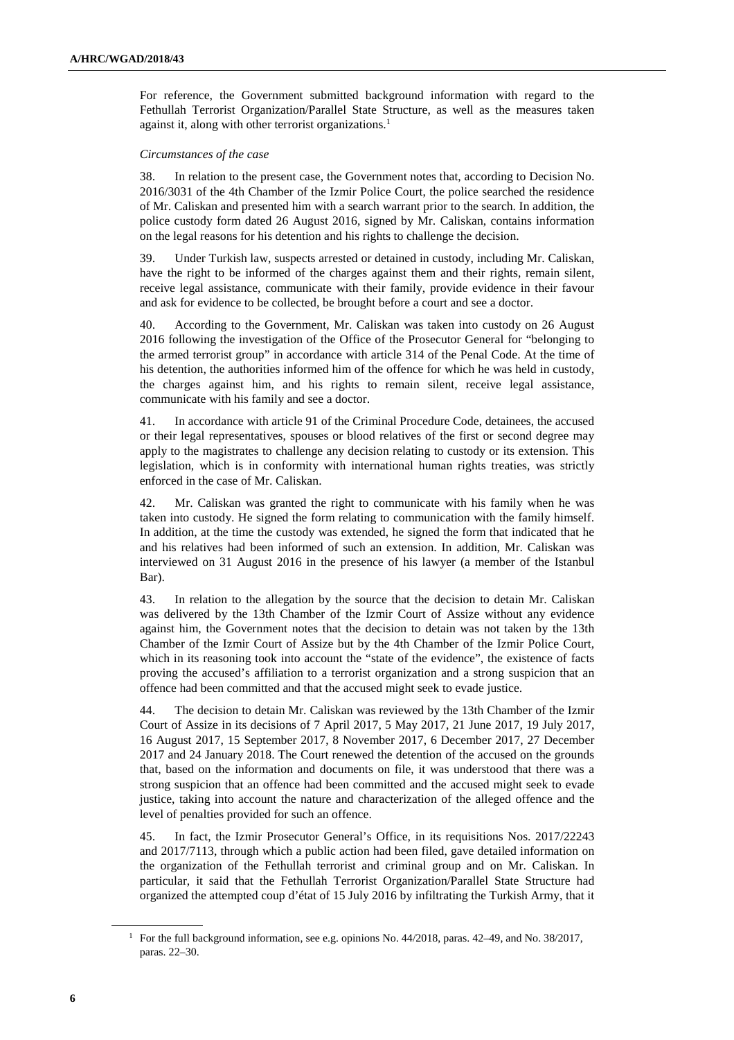For reference, the Government submitted background information with regard to the Fethullah Terrorist Organization/Parallel State Structure, as well as the measures taken against it, along with other terrorist organizations.[1]

*Circumstances of the case*

38. In relation to the present case, the Government notes that, according to Decision No. 2016/3031 of the 4th Chamber of the Izmir Police Court, the police searched the residence of Mr. Caliskan and presented him with a search warrant prior to the search. In addition, the police custody form dated 26 August 2016, signed by Mr. Caliskan, contains information on the legal reasons for his detention and his rights to challenge the decision.

39. Under Turkish law, suspects arrested or detained in custody, including Mr. Caliskan, have the right to be informed of the charges against them and their rights, remain silent, receive legal assistance, communicate with their family, provide evidence in their favour and ask for evidence to be collected, be brought before a court and see a doctor.

40. According to the Government, Mr. Caliskan was taken into custody on 26 August 2016 following the investigation of the Office of the Prosecutor General for "belonging to the armed terrorist group" in accordance with article 314 of the Penal Code. At the time of his detention, the authorities informed him of the offence for which he was held in custody, the charges against him, and his rights to remain silent, receive legal assistance, communicate with his family and see a doctor.

41. In accordance with article 91 of the Criminal Procedure Code, detainees, the accused or their legal representatives, spouses or blood relatives of the first or second degree may apply to the magistrates to challenge any decision relating to custody or its extension. This legislation, which is in conformity with international human rights treaties, was strictly enforced in the case of Mr. Caliskan.

42. Mr. Caliskan was granted the right to communicate with his family when he was taken into custody. He signed the form relating to communication with the family himself. In addition, at the time the custody was extended, he signed the form that indicated that he and his relatives had been informed of such an extension. In addition, Mr. Caliskan was interviewed on 31 August 2016 in the presence of his lawyer (a member of the Istanbul Bar).

43. In relation to the allegation by the source that the decision to detain Mr. Caliskan was delivered by the 13th Chamber of the Izmir Court of Assize without any evidence against him, the Government notes that the decision to detain was not taken by the 13th Chamber of the Izmir Court of Assize but by the 4th Chamber of the Izmir Police Court, which in its reasoning took into account the "state of the evidence", the existence of facts proving the accused's affiliation to a terrorist organization and a strong suspicion that an offence had been committed and that the accused might seek to evade justice.

44. The decision to detain Mr. Caliskan was reviewed by the 13th Chamber of the Izmir Court of Assize in its decisions of 7 April 2017, 5 May 2017, 21 June 2017, 19 July 2017, 16 August 2017, 15 September 2017, 8 November 2017, 6 December 2017, 27 December 2017 and 24 January 2018. The Court renewed the detention of the accused on the grounds that, based on the information and documents on file, it was understood that there was a strong suspicion that an offence had been committed and the accused might seek to evade justice, taking into account the nature and characterization of the alleged offence and the level of penalties provided for such an offence.

45. In fact, the Izmir Prosecutor General's Office, in its requisitions Nos. 2017/22243 and 2017/7113, through which a public action had been filed, gave detailed information on the organization of the Fethullah terrorist and criminal group and on Mr. Caliskan. In particular, it said that the Fethullah Terrorist Organization/Parallel State Structure had organized the attempted coup d'état of 15 July 2016 by infiltrating the Turkish Army, that it

[1] For the full background information, see e.g. opinions No. 44/2018, paras. 42–49, and No. 38/2017, paras. 22–30.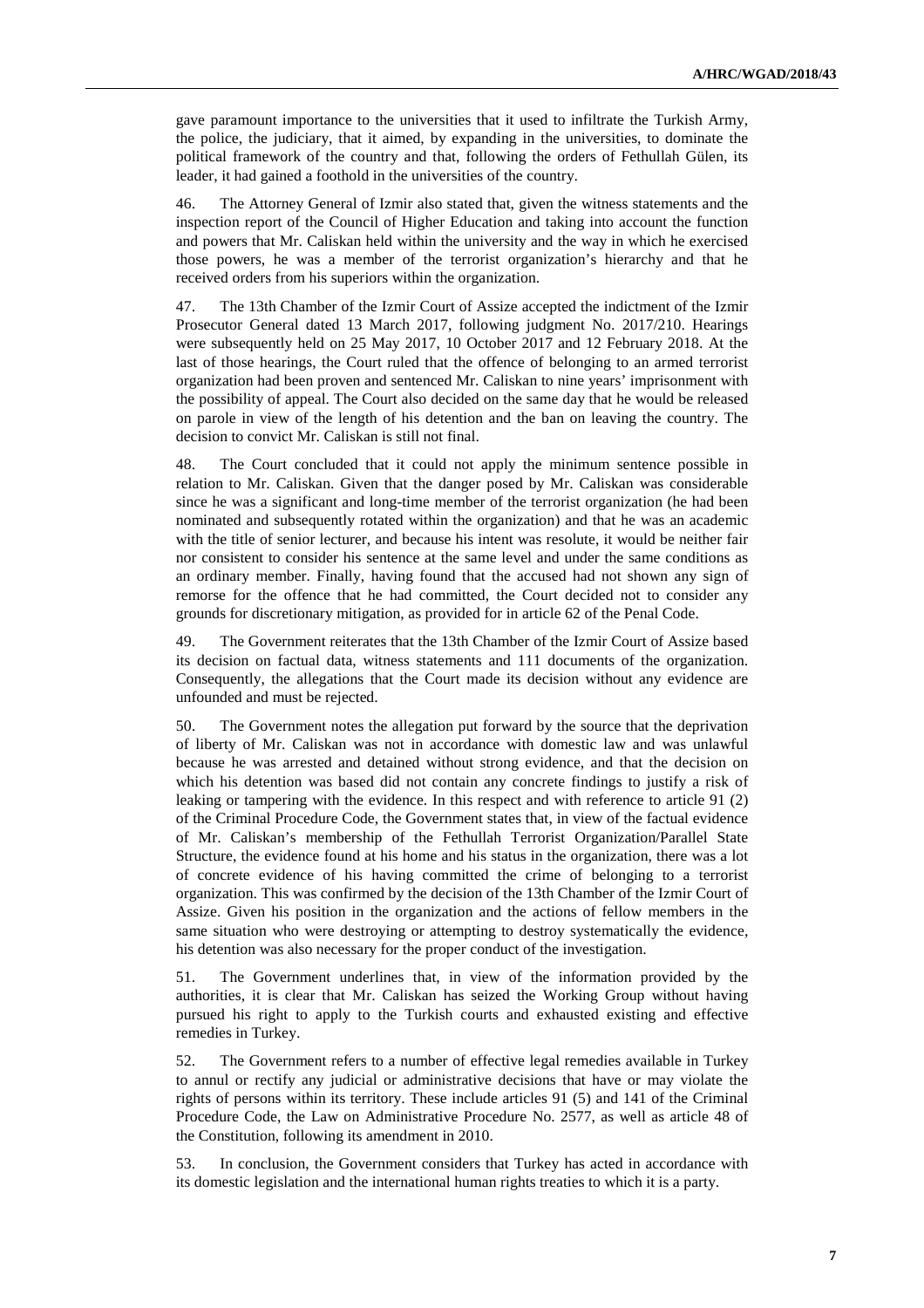gave paramount importance to the universities that it used to infiltrate the Turkish Army, the police, the judiciary, that it aimed, by expanding in the universities, to dominate the political framework of the country and that, following the orders of Fethullah Gülen, its leader, it had gained a foothold in the universities of the country.

46. The Attorney General of Izmir also stated that, given the witness statements and the inspection report of the Council of Higher Education and taking into account the function and powers that Mr. Caliskan held within the university and the way in which he exercised those powers, he was a member of the terrorist organization's hierarchy and that he received orders from his superiors within the organization.

47. The 13th Chamber of the Izmir Court of Assize accepted the indictment of the Izmir Prosecutor General dated 13 March 2017, following judgment No. 2017/210. Hearings were subsequently held on 25 May 2017, 10 October 2017 and 12 February 2018. At the last of those hearings, the Court ruled that the offence of belonging to an armed terrorist organization had been proven and sentenced Mr. Caliskan to nine years' imprisonment with the possibility of appeal. The Court also decided on the same day that he would be released on parole in view of the length of his detention and the ban on leaving the country. The decision to convict Mr. Caliskan is still not final.

48. The Court concluded that it could not apply the minimum sentence possible in relation to Mr. Caliskan. Given that the danger posed by Mr. Caliskan was considerable since he was a significant and long-time member of the terrorist organization (he had been nominated and subsequently rotated within the organization) and that he was an academic with the title of senior lecturer, and because his intent was resolute, it would be neither fair nor consistent to consider his sentence at the same level and under the same conditions as an ordinary member. Finally, having found that the accused had not shown any sign of remorse for the offence that he had committed, the Court decided not to consider any grounds for discretionary mitigation, as provided for in article 62 of the Penal Code.

49. The Government reiterates that the 13th Chamber of the Izmir Court of Assize based its decision on factual data, witness statements and 111 documents of the organization. Consequently, the allegations that the Court made its decision without any evidence are unfounded and must be rejected.

50. The Government notes the allegation put forward by the source that the deprivation of liberty of Mr. Caliskan was not in accordance with domestic law and was unlawful because he was arrested and detained without strong evidence, and that the decision on which his detention was based did not contain any concrete findings to justify a risk of leaking or tampering with the evidence. In this respect and with reference to article 91 (2) of the Criminal Procedure Code, the Government states that, in view of the factual evidence of Mr. Caliskan's membership of the Fethullah Terrorist Organization/Parallel State Structure, the evidence found at his home and his status in the organization, there was a lot of concrete evidence of his having committed the crime of belonging to a terrorist organization. This was confirmed by the decision of the 13th Chamber of the Izmir Court of Assize. Given his position in the organization and the actions of fellow members in the same situation who were destroying or attempting to destroy systematically the evidence, his detention was also necessary for the proper conduct of the investigation.

51. The Government underlines that, in view of the information provided by the authorities, it is clear that Mr. Caliskan has seized the Working Group without having pursued his right to apply to the Turkish courts and exhausted existing and effective remedies in Turkey.

52. The Government refers to a number of effective legal remedies available in Turkey to annul or rectify any judicial or administrative decisions that have or may violate the rights of persons within its territory. These include articles 91 (5) and 141 of the Criminal Procedure Code, the Law on Administrative Procedure No. 2577, as well as article 48 of the Constitution, following its amendment in 2010.

53. In conclusion, the Government considers that Turkey has acted in accordance with its domestic legislation and the international human rights treaties to which it is a party.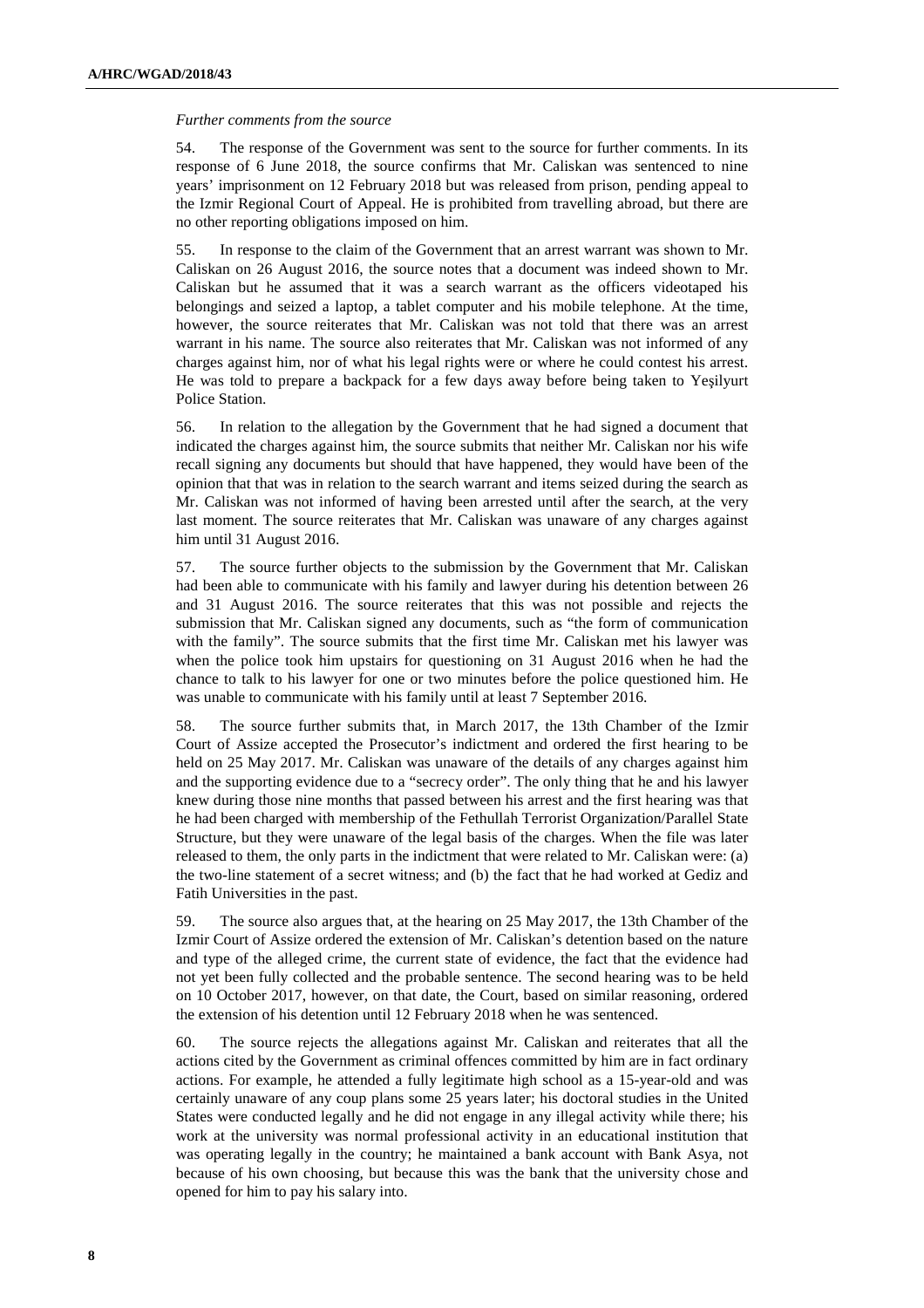*Further comments from the source*

54. The response of the Government was sent to the source for further comments. In its response of 6 June 2018, the source confirms that Mr. Caliskan was sentenced to nine years' imprisonment on 12 February 2018 but was released from prison, pending appeal to the Izmir Regional Court of Appeal. He is prohibited from travelling abroad, but there are no other reporting obligations imposed on him.

55. In response to the claim of the Government that an arrest warrant was shown to Mr. Caliskan on 26 August 2016, the source notes that a document was indeed shown to Mr. Caliskan but he assumed that it was a search warrant as the officers videotaped his belongings and seized a laptop, a tablet computer and his mobile telephone. At the time, however, the source reiterates that Mr. Caliskan was not told that there was an arrest warrant in his name. The source also reiterates that Mr. Caliskan was not informed of any charges against him, nor of what his legal rights were or where he could contest his arrest. He was told to prepare a backpack for a few days away before being taken to Yeşilyurt Police Station.

56. In relation to the allegation by the Government that he had signed a document that indicated the charges against him, the source submits that neither Mr. Caliskan nor his wife recall signing any documents but should that have happened, they would have been of the opinion that that was in relation to the search warrant and items seized during the search as Mr. Caliskan was not informed of having been arrested until after the search, at the very last moment. The source reiterates that Mr. Caliskan was unaware of any charges against him until 31 August 2016.

57. The source further objects to the submission by the Government that Mr. Caliskan had been able to communicate with his family and lawyer during his detention between 26 and 31 August 2016. The source reiterates that this was not possible and rejects the submission that Mr. Caliskan signed any documents, such as "the form of communication with the family". The source submits that the first time Mr. Caliskan met his lawyer was when the police took him upstairs for questioning on 31 August 2016 when he had the chance to talk to his lawyer for one or two minutes before the police questioned him. He was unable to communicate with his family until at least 7 September 2016.

58. The source further submits that, in March 2017, the 13th Chamber of the Izmir Court of Assize accepted the Prosecutor's indictment and ordered the first hearing to be held on 25 May 2017. Mr. Caliskan was unaware of the details of any charges against him and the supporting evidence due to a "secrecy order". The only thing that he and his lawyer knew during those nine months that passed between his arrest and the first hearing was that he had been charged with membership of the Fethullah Terrorist Organization/Parallel State Structure, but they were unaware of the legal basis of the charges. When the file was later released to them, the only parts in the indictment that were related to Mr. Caliskan were: (a) the two-line statement of a secret witness; and (b) the fact that he had worked at Gediz and Fatih Universities in the past.

59. The source also argues that, at the hearing on 25 May 2017, the 13th Chamber of the Izmir Court of Assize ordered the extension of Mr. Caliskan's detention based on the nature and type of the alleged crime, the current state of evidence, the fact that the evidence had not yet been fully collected and the probable sentence. The second hearing was to be held on 10 October 2017, however, on that date, the Court, based on similar reasoning, ordered the extension of his detention until 12 February 2018 when he was sentenced.

60. The source rejects the allegations against Mr. Caliskan and reiterates that all the actions cited by the Government as criminal offences committed by him are in fact ordinary actions. For example, he attended a fully legitimate high school as a 15-year-old and was certainly unaware of any coup plans some 25 years later; his doctoral studies in the United States were conducted legally and he did not engage in any illegal activity while there; his work at the university was normal professional activity in an educational institution that was operating legally in the country; he maintained a bank account with Bank Asya, not because of his own choosing, but because this was the bank that the university chose and opened for him to pay his salary into.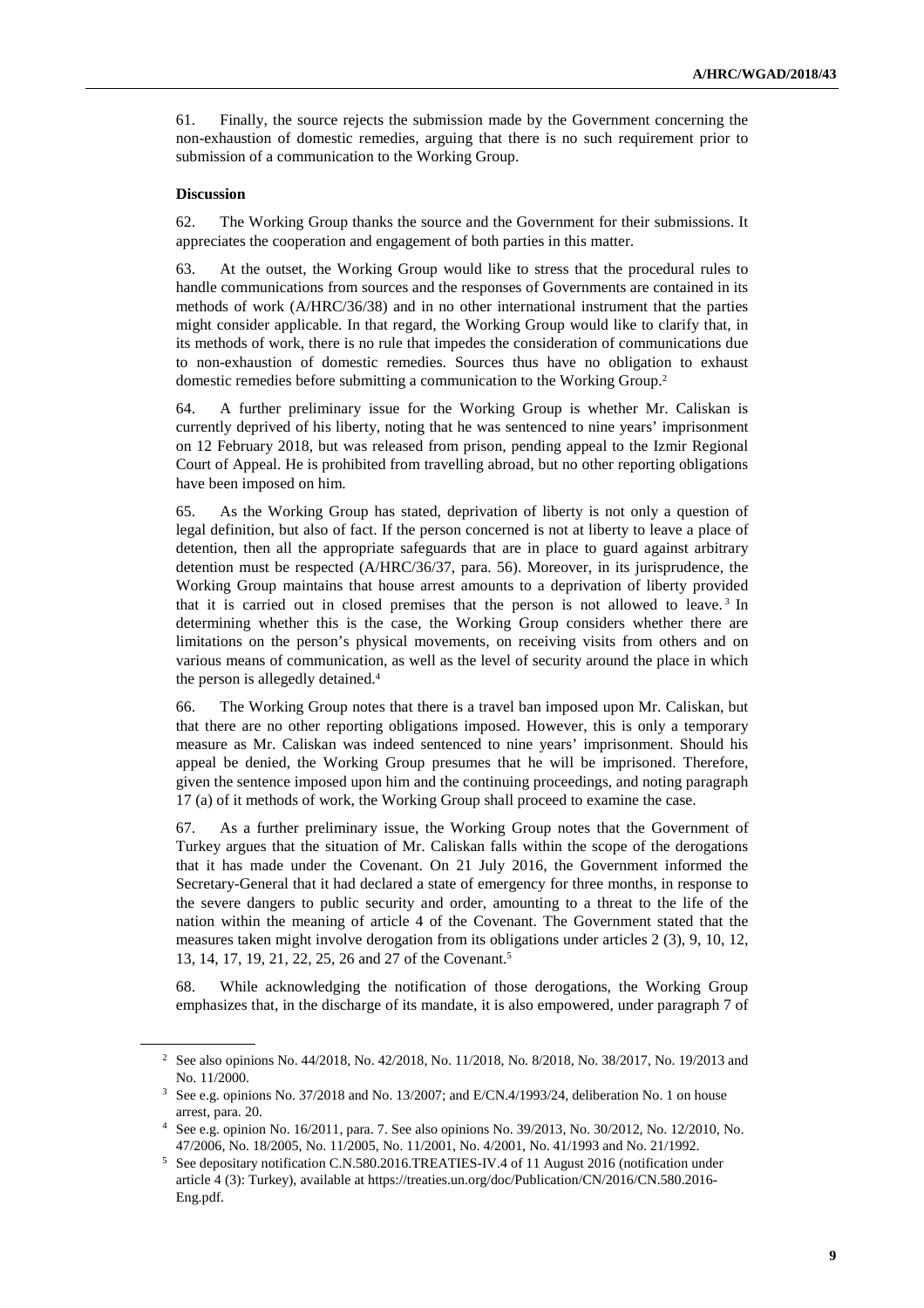61. Finally, the source rejects the submission made by the Government concerning the non-exhaustion of domestic remedies, arguing that there is no such requirement prior to submission of a communication to the Working Group.

**Discussion**

62. The Working Group thanks the source and the Government for their submissions. It appreciates the cooperation and engagement of both parties in this matter.

63. At the outset, the Working Group would like to stress that the procedural rules to handle communications from sources and the responses of Governments are contained in its methods of work (A/HRC/36/38) and in no other international instrument that the parties might consider applicable. In that regard, the Working Group would like to clarify that, in its methods of work, there is no rule that impedes the consideration of communications due to non-exhaustion of domestic remedies. Sources thus have no obligation to exhaust domestic remedies before submitting a communication to the Working Group.[2]

64. A further preliminary issue for the Working Group is whether Mr. Caliskan is currently deprived of his liberty, noting that he was sentenced to nine years' imprisonment on 12 February 2018, but was released from prison, pending appeal to the Izmir Regional Court of Appeal. He is prohibited from travelling abroad, but no other reporting obligations have been imposed on him.

65. As the Working Group has stated, deprivation of liberty is not only a question of legal definition, but also of fact. If the person concerned is not at liberty to leave a place of detention, then all the appropriate safeguards that are in place to guard against arbitrary detention must be respected (A/HRC/36/37, para. 56). Moreover, in its jurisprudence, the Working Group maintains that house arrest amounts to a deprivation of liberty provided that it is carried out in closed premises that the person is not allowed to leave.[3] In determining whether this is the case, the Working Group considers whether there are limitations on the person's physical movements, on receiving visits from others and on various means of communication, as well as the level of security around the place in which the person is allegedly detained.[4]

66. The Working Group notes that there is a travel ban imposed upon Mr. Caliskan, but that there are no other reporting obligations imposed. However, this is only a temporary measure as Mr. Caliskan was indeed sentenced to nine years' imprisonment. Should his appeal be denied, the Working Group presumes that he will be imprisoned. Therefore, given the sentence imposed upon him and the continuing proceedings, and noting paragraph 17 (a) of it methods of work, the Working Group shall proceed to examine the case.

67. As a further preliminary issue, the Working Group notes that the Government of Turkey argues that the situation of Mr. Caliskan falls within the scope of the derogations that it has made under the Covenant. On 21 July 2016, the Government informed the Secretary-General that it had declared a state of emergency for three months, in response to the severe dangers to public security and order, amounting to a threat to the life of the nation within the meaning of article 4 of the Covenant. The Government stated that the measures taken might involve derogation from its obligations under articles 2 (3), 9, 10, 12, 13, 14, 17, 19, 21, 22, 25, 26 and 27 of the Covenant.[5]

68. While acknowledging the notification of those derogations, the Working Group emphasizes that, in the discharge of its mandate, it is also empowered, under paragraph 7 of

---

[2] See also opinions No. 44/2018, No. 42/2018, No. 11/2018, No. 8/2018, No. 38/2017, No. 19/2013 and No. 11/2000.

[3] See e.g. opinions No. 37/2018 and No. 13/2007; and E/CN.4/1993/24, deliberation No. 1 on house arrest, para. 20.

[4] See e.g. opinion No. 16/2011, para. 7. See also opinions No. 39/2013, No. 30/2012, No. 12/2010, No. 47/2006, No. 18/2005, No. 11/2005, No. 11/2001, No. 4/2001, No. 41/1993 and No. 21/1992.

[5] See depositary notification C.N.580.2016.TREATIES-IV.4 of 11 August 2016 (notification under article 4 (3): Turkey), available at https://treaties.un.org/doc/Publication/CN/2016/CN.580.2016-Eng.pdf.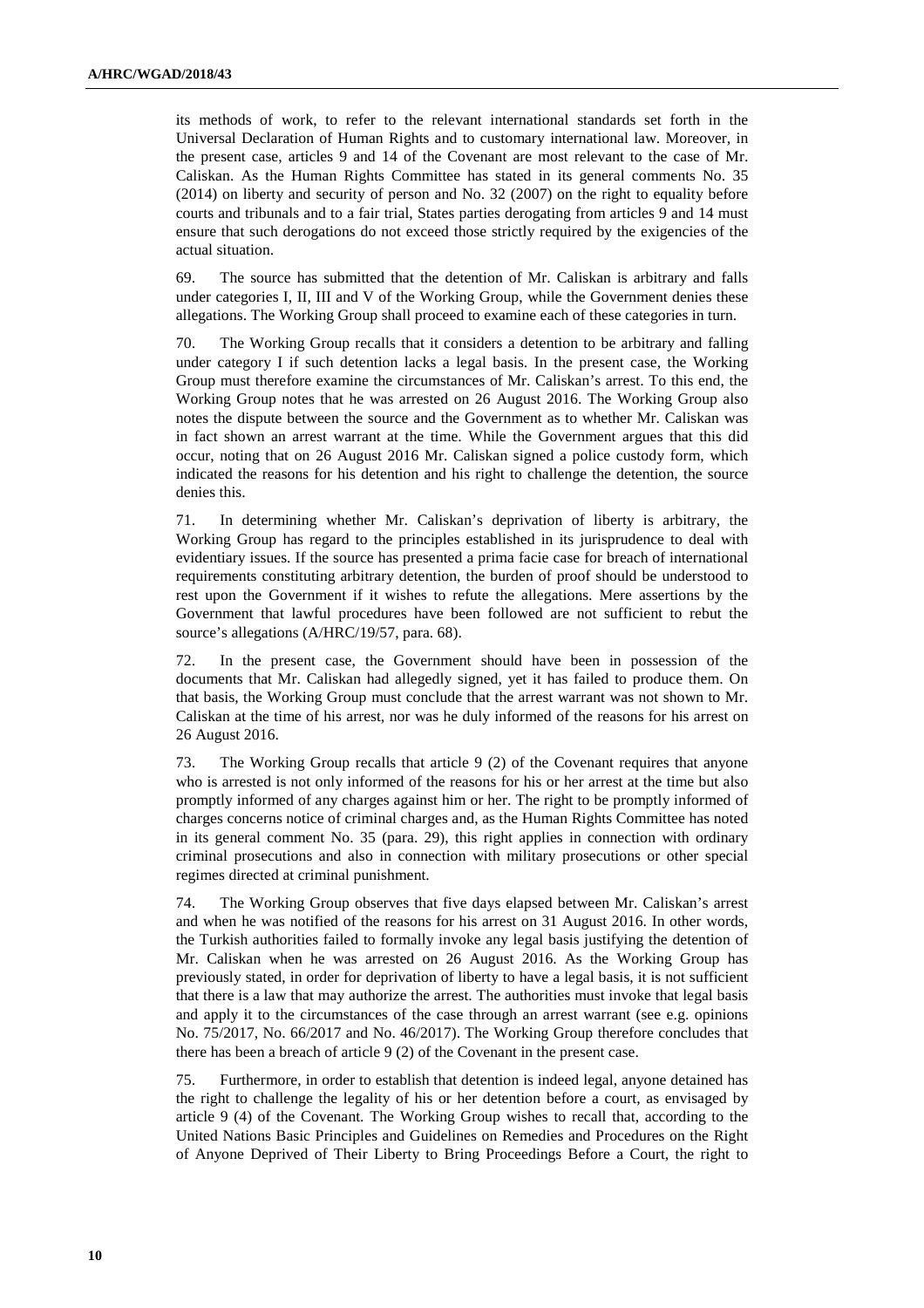its methods of work, to refer to the relevant international standards set forth in the Universal Declaration of Human Rights and to customary international law. Moreover, in the present case, articles 9 and 14 of the Covenant are most relevant to the case of Mr. Caliskan. As the Human Rights Committee has stated in its general comments No. 35 (2014) on liberty and security of person and No. 32 (2007) on the right to equality before courts and tribunals and to a fair trial, States parties derogating from articles 9 and 14 must ensure that such derogations do not exceed those strictly required by the exigencies of the actual situation.

69. The source has submitted that the detention of Mr. Caliskan is arbitrary and falls under categories I, II, III and V of the Working Group, while the Government denies these allegations. The Working Group shall proceed to examine each of these categories in turn.

70. The Working Group recalls that it considers a detention to be arbitrary and falling under category I if such detention lacks a legal basis. In the present case, the Working Group must therefore examine the circumstances of Mr. Caliskan's arrest. To this end, the Working Group notes that he was arrested on 26 August 2016. The Working Group also notes the dispute between the source and the Government as to whether Mr. Caliskan was in fact shown an arrest warrant at the time. While the Government argues that this did occur, noting that on 26 August 2016 Mr. Caliskan signed a police custody form, which indicated the reasons for his detention and his right to challenge the detention, the source denies this.

71. In determining whether Mr. Caliskan's deprivation of liberty is arbitrary, the Working Group has regard to the principles established in its jurisprudence to deal with evidentiary issues. If the source has presented a prima facie case for breach of international requirements constituting arbitrary detention, the burden of proof should be understood to rest upon the Government if it wishes to refute the allegations. Mere assertions by the Government that lawful procedures have been followed are not sufficient to rebut the source's allegations (A/HRC/19/57, para. 68).

72. In the present case, the Government should have been in possession of the documents that Mr. Caliskan had allegedly signed, yet it has failed to produce them. On that basis, the Working Group must conclude that the arrest warrant was not shown to Mr. Caliskan at the time of his arrest, nor was he duly informed of the reasons for his arrest on 26 August 2016.

73. The Working Group recalls that article 9 (2) of the Covenant requires that anyone who is arrested is not only informed of the reasons for his or her arrest at the time but also promptly informed of any charges against him or her. The right to be promptly informed of charges concerns notice of criminal charges and, as the Human Rights Committee has noted in its general comment No. 35 (para. 29), this right applies in connection with ordinary criminal prosecutions and also in connection with military prosecutions or other special regimes directed at criminal punishment.

74. The Working Group observes that five days elapsed between Mr. Caliskan's arrest and when he was notified of the reasons for his arrest on 31 August 2016. In other words, the Turkish authorities failed to formally invoke any legal basis justifying the detention of Mr. Caliskan when he was arrested on 26 August 2016. As the Working Group has previously stated, in order for deprivation of liberty to have a legal basis, it is not sufficient that there is a law that may authorize the arrest. The authorities must invoke that legal basis and apply it to the circumstances of the case through an arrest warrant (see e.g. opinions No. 75/2017, No. 66/2017 and No. 46/2017). The Working Group therefore concludes that there has been a breach of article 9 (2) of the Covenant in the present case.

75. Furthermore, in order to establish that detention is indeed legal, anyone detained has the right to challenge the legality of his or her detention before a court, as envisaged by article 9 (4) of the Covenant. The Working Group wishes to recall that, according to the United Nations Basic Principles and Guidelines on Remedies and Procedures on the Right of Anyone Deprived of Their Liberty to Bring Proceedings Before a Court, the right to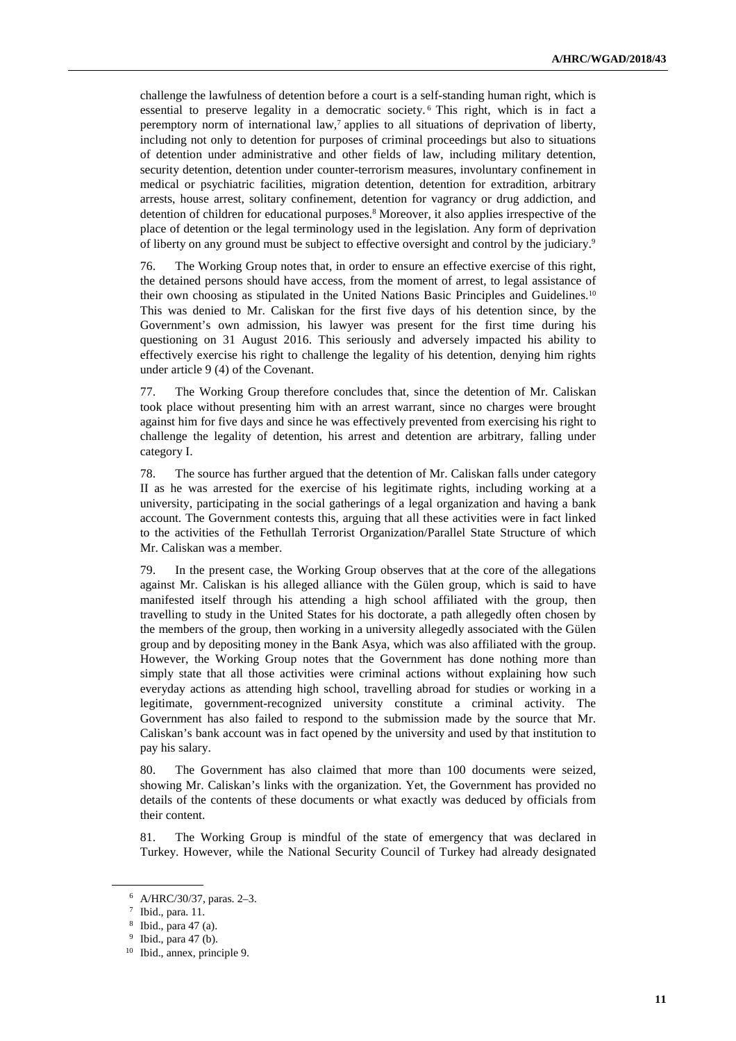challenge the lawfulness of detention before a court is a self-standing human right, which is essential to preserve legality in a democratic society.[6] This right, which is in fact a peremptory norm of international law,[7] applies to all situations of deprivation of liberty, including not only to detention for purposes of criminal proceedings but also to situations of detention under administrative and other fields of law, including military detention, security detention, detention under counter-terrorism measures, involuntary confinement in medical or psychiatric facilities, migration detention, detention for extradition, arbitrary arrests, house arrest, solitary confinement, detention for vagrancy or drug addiction, and detention of children for educational purposes.[8] Moreover, it also applies irrespective of the place of detention or the legal terminology used in the legislation. Any form of deprivation of liberty on any ground must be subject to effective oversight and control by the judiciary.[9]

76. The Working Group notes that, in order to ensure an effective exercise of this right, the detained persons should have access, from the moment of arrest, to legal assistance of their own choosing as stipulated in the United Nations Basic Principles and Guidelines.[10] This was denied to Mr. Caliskan for the first five days of his detention since, by the Government's own admission, his lawyer was present for the first time during his questioning on 31 August 2016. This seriously and adversely impacted his ability to effectively exercise his right to challenge the legality of his detention, denying him rights under article 9 (4) of the Covenant.

77. The Working Group therefore concludes that, since the detention of Mr. Caliskan took place without presenting him with an arrest warrant, since no charges were brought against him for five days and since he was effectively prevented from exercising his right to challenge the legality of detention, his arrest and detention are arbitrary, falling under category I.

78. The source has further argued that the detention of Mr. Caliskan falls under category II as he was arrested for the exercise of his legitimate rights, including working at a university, participating in the social gatherings of a legal organization and having a bank account. The Government contests this, arguing that all these activities were in fact linked to the activities of the Fethullah Terrorist Organization/Parallel State Structure of which Mr. Caliskan was a member.

79. In the present case, the Working Group observes that at the core of the allegations against Mr. Caliskan is his alleged alliance with the Gülen group, which is said to have manifested itself through his attending a high school affiliated with the group, then travelling to study in the United States for his doctorate, a path allegedly often chosen by the members of the group, then working in a university allegedly associated with the Gülen group and by depositing money in the Bank Asya, which was also affiliated with the group. However, the Working Group notes that the Government has done nothing more than simply state that all those activities were criminal actions without explaining how such everyday actions as attending high school, travelling abroad for studies or working in a legitimate, government-recognized university constitute a criminal activity. The Government has also failed to respond to the submission made by the source that Mr. Caliskan's bank account was in fact opened by the university and used by that institution to pay his salary.

80. The Government has also claimed that more than 100 documents were seized, showing Mr. Caliskan's links with the organization. Yet, the Government has provided no details of the contents of these documents or what exactly was deduced by officials from their content.

81. The Working Group is mindful of the state of emergency that was declared in Turkey. However, while the National Security Council of Turkey had already designated

---

[6] A/HRC/30/37, paras. 2–3.

[7] Ibid., para. 11.

[8] Ibid., para 47 (a).

[9] Ibid., para 47 (b).

[10] Ibid., annex, principle 9.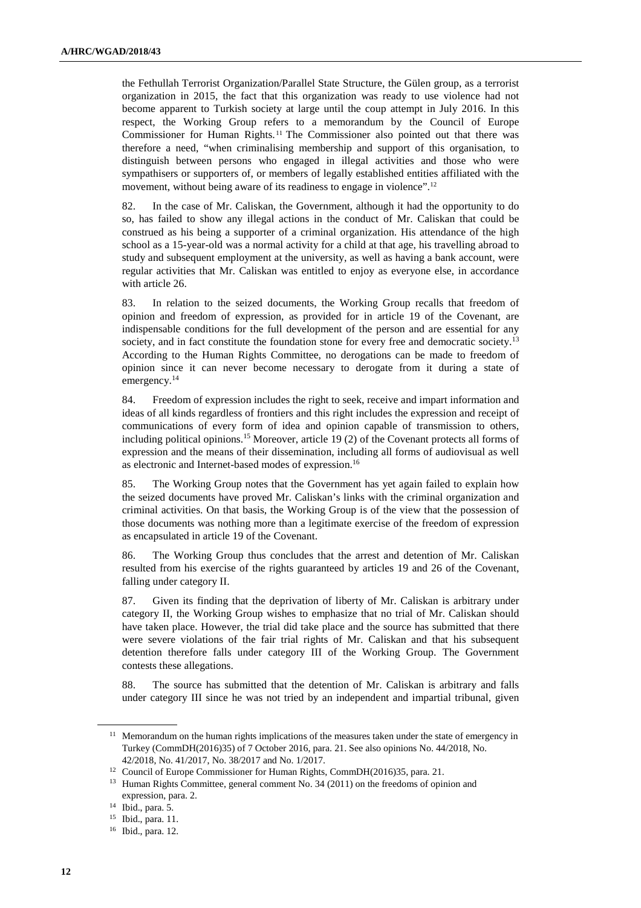the Fethullah Terrorist Organization/Parallel State Structure, the Gülen group, as a terrorist organization in 2015, the fact that this organization was ready to use violence had not become apparent to Turkish society at large until the coup attempt in July 2016. In this respect, the Working Group refers to a memorandum by the Council of Europe Commissioner for Human Rights.[11] The Commissioner also pointed out that there was therefore a need, "when criminalising membership and support of this organisation, to distinguish between persons who engaged in illegal activities and those who were sympathisers or supporters of, or members of legally established entities affiliated with the movement, without being aware of its readiness to engage in violence".[12]

82. In the case of Mr. Caliskan, the Government, although it had the opportunity to do so, has failed to show any illegal actions in the conduct of Mr. Caliskan that could be construed as his being a supporter of a criminal organization. His attendance of the high school as a 15-year-old was a normal activity for a child at that age, his travelling abroad to study and subsequent employment at the university, as well as having a bank account, were regular activities that Mr. Caliskan was entitled to enjoy as everyone else, in accordance with article 26.

83. In relation to the seized documents, the Working Group recalls that freedom of opinion and freedom of expression, as provided for in article 19 of the Covenant, are indispensable conditions for the full development of the person and are essential for any society, and in fact constitute the foundation stone for every free and democratic society.[13] According to the Human Rights Committee, no derogations can be made to freedom of opinion since it can never become necessary to derogate from it during a state of emergency.[14]

84. Freedom of expression includes the right to seek, receive and impart information and ideas of all kinds regardless of frontiers and this right includes the expression and receipt of communications of every form of idea and opinion capable of transmission to others, including political opinions.[15] Moreover, article 19 (2) of the Covenant protects all forms of expression and the means of their dissemination, including all forms of audiovisual as well as electronic and Internet-based modes of expression.[16]

85. The Working Group notes that the Government has yet again failed to explain how the seized documents have proved Mr. Caliskan's links with the criminal organization and criminal activities. On that basis, the Working Group is of the view that the possession of those documents was nothing more than a legitimate exercise of the freedom of expression as encapsulated in article 19 of the Covenant.

86. The Working Group thus concludes that the arrest and detention of Mr. Caliskan resulted from his exercise of the rights guaranteed by articles 19 and 26 of the Covenant, falling under category II.

87. Given its finding that the deprivation of liberty of Mr. Caliskan is arbitrary under category II, the Working Group wishes to emphasize that no trial of Mr. Caliskan should have taken place. However, the trial did take place and the source has submitted that there were severe violations of the fair trial rights of Mr. Caliskan and that his subsequent detention therefore falls under category III of the Working Group. The Government contests these allegations.

88. The source has submitted that the detention of Mr. Caliskan is arbitrary and falls under category III since he was not tried by an independent and impartial tribunal, given

---

[11] Memorandum on the human rights implications of the measures taken under the state of emergency in Turkey (CommDH(2016)35) of 7 October 2016, para. 21. See also opinions No. 44/2018, No. 42/2018, No. 41/2017, No. 38/2017 and No. 1/2017.

[12] Council of Europe Commissioner for Human Rights, CommDH(2016)35, para. 21.

[13] Human Rights Committee, general comment No. 34 (2011) on the freedoms of opinion and expression, para. 2.

[14] Ibid., para. 5.

[15] Ibid., para. 11.

[16] Ibid., para. 12.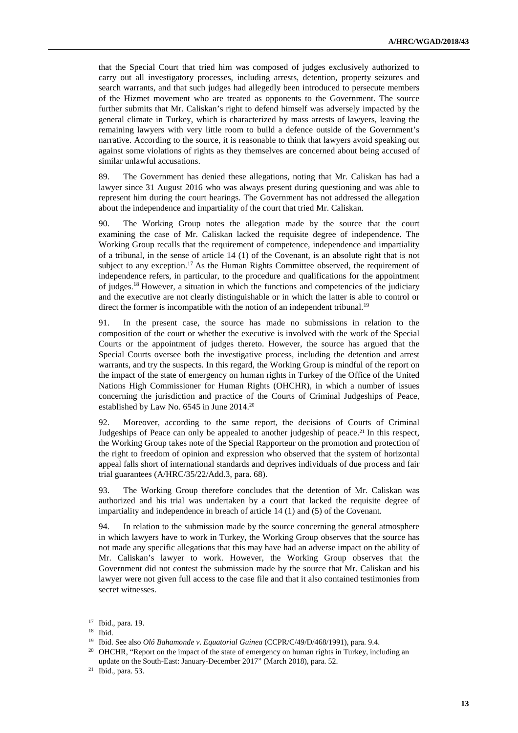that the Special Court that tried him was composed of judges exclusively authorized to carry out all investigatory processes, including arrests, detention, property seizures and search warrants, and that such judges had allegedly been introduced to persecute members of the Hizmet movement who are treated as opponents to the Government. The source further submits that Mr. Caliskan's right to defend himself was adversely impacted by the general climate in Turkey, which is characterized by mass arrests of lawyers, leaving the remaining lawyers with very little room to build a defence outside of the Government's narrative. According to the source, it is reasonable to think that lawyers avoid speaking out against some violations of rights as they themselves are concerned about being accused of similar unlawful accusations.

89. The Government has denied these allegations, noting that Mr. Caliskan has had a lawyer since 31 August 2016 who was always present during questioning and was able to represent him during the court hearings. The Government has not addressed the allegation about the independence and impartiality of the court that tried Mr. Caliskan.

90. The Working Group notes the allegation made by the source that the court examining the case of Mr. Caliskan lacked the requisite degree of independence. The Working Group recalls that the requirement of competence, independence and impartiality of a tribunal, in the sense of article 14 (1) of the Covenant, is an absolute right that is not subject to any exception.[17] As the Human Rights Committee observed, the requirement of independence refers, in particular, to the procedure and qualifications for the appointment of judges.[18] However, a situation in which the functions and competencies of the judiciary and the executive are not clearly distinguishable or in which the latter is able to control or direct the former is incompatible with the notion of an independent tribunal.[19]

91. In the present case, the source has made no submissions in relation to the composition of the court or whether the executive is involved with the work of the Special Courts or the appointment of judges thereto. However, the source has argued that the Special Courts oversee both the investigative process, including the detention and arrest warrants, and try the suspects. In this regard, the Working Group is mindful of the report on the impact of the state of emergency on human rights in Turkey of the Office of the United Nations High Commissioner for Human Rights (OHCHR), in which a number of issues concerning the jurisdiction and practice of the Courts of Criminal Judgeships of Peace, established by Law No. 6545 in June 2014.[20]

92. Moreover, according to the same report, the decisions of Courts of Criminal Judgeships of Peace can only be appealed to another judgeship of peace.[21] In this respect, the Working Group takes note of the Special Rapporteur on the promotion and protection of the right to freedom of opinion and expression who observed that the system of horizontal appeal falls short of international standards and deprives individuals of due process and fair trial guarantees (A/HRC/35/22/Add.3, para. 68).

93. The Working Group therefore concludes that the detention of Mr. Caliskan was authorized and his trial was undertaken by a court that lacked the requisite degree of impartiality and independence in breach of article 14 (1) and (5) of the Covenant.

94. In relation to the submission made by the source concerning the general atmosphere in which lawyers have to work in Turkey, the Working Group observes that the source has not made any specific allegations that this may have had an adverse impact on the ability of Mr. Caliskan's lawyer to work. However, the Working Group observes that the Government did not contest the submission made by the source that Mr. Caliskan and his lawyer were not given full access to the case file and that it also contained testimonies from secret witnesses.

---

[17] Ibid., para. 19.

[18] Ibid.

[19] Ibid. See also *Oló Bahamonde v. Equatorial Guinea* (CCPR/C/49/D/468/1991), para. 9.4.

[20] OHCHR, "Report on the impact of the state of emergency on human rights in Turkey, including an update on the South-East: January-December 2017" (March 2018), para. 52.

[21] Ibid., para. 53.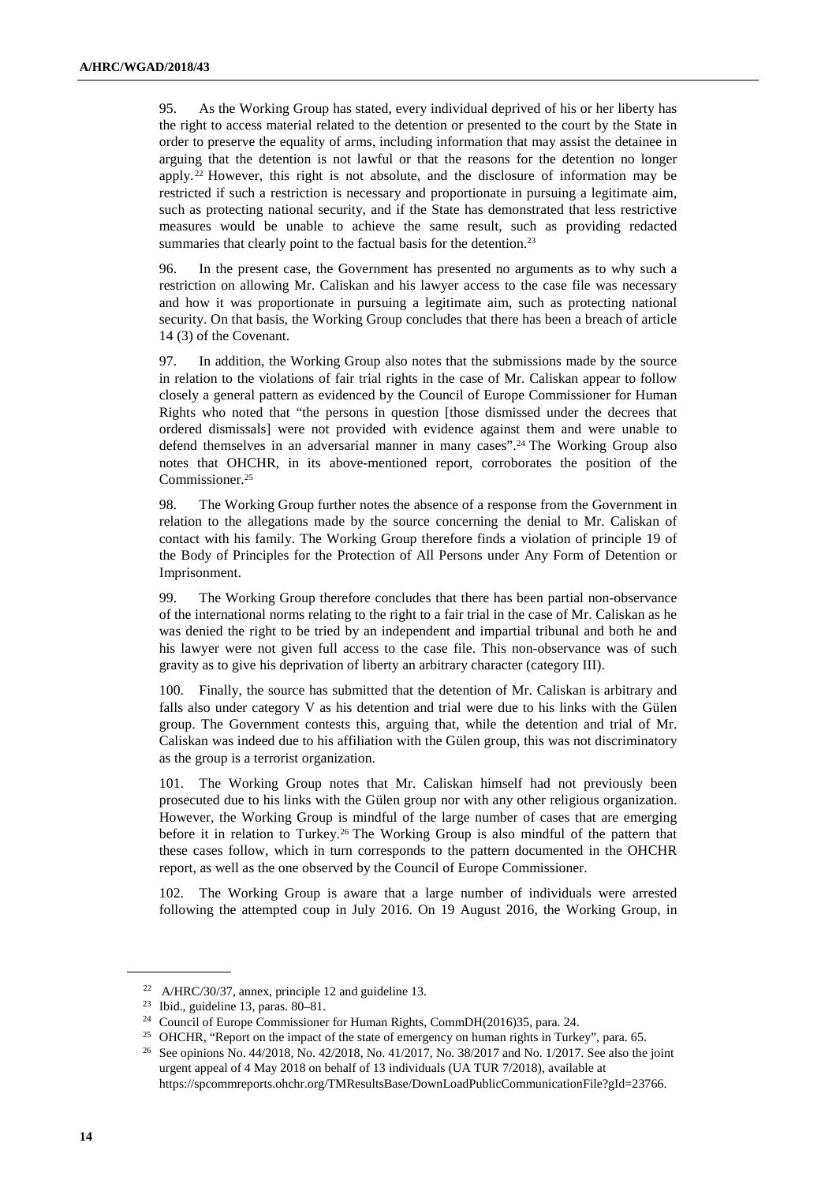95. As the Working Group has stated, every individual deprived of his or her liberty has the right to access material related to the detention or presented to the court by the State in order to preserve the equality of arms, including information that may assist the detainee in arguing that the detention is not lawful or that the reasons for the detention no longer apply.[22] However, this right is not absolute, and the disclosure of information may be restricted if such a restriction is necessary and proportionate in pursuing a legitimate aim, such as protecting national security, and if the State has demonstrated that less restrictive measures would be unable to achieve the same result, such as providing redacted summaries that clearly point to the factual basis for the detention.[23]

96. In the present case, the Government has presented no arguments as to why such a restriction on allowing Mr. Caliskan and his lawyer access to the case file was necessary and how it was proportionate in pursuing a legitimate aim, such as protecting national security. On that basis, the Working Group concludes that there has been a breach of article 14 (3) of the Covenant.

97. In addition, the Working Group also notes that the submissions made by the source in relation to the violations of fair trial rights in the case of Mr. Caliskan appear to follow closely a general pattern as evidenced by the Council of Europe Commissioner for Human Rights who noted that "the persons in question [those dismissed under the decrees that ordered dismissals] were not provided with evidence against them and were unable to defend themselves in an adversarial manner in many cases".[24] The Working Group also notes that OHCHR, in its above-mentioned report, corroborates the position of the Commissioner.[25]

98. The Working Group further notes the absence of a response from the Government in relation to the allegations made by the source concerning the denial to Mr. Caliskan of contact with his family. The Working Group therefore finds a violation of principle 19 of the Body of Principles for the Protection of All Persons under Any Form of Detention or Imprisonment.

99. The Working Group therefore concludes that there has been partial non-observance of the international norms relating to the right to a fair trial in the case of Mr. Caliskan as he was denied the right to be tried by an independent and impartial tribunal and both he and his lawyer were not given full access to the case file. This non-observance was of such gravity as to give his deprivation of liberty an arbitrary character (category III).

100. Finally, the source has submitted that the detention of Mr. Caliskan is arbitrary and falls also under category V as his detention and trial were due to his links with the Gülen group. The Government contests this, arguing that, while the detention and trial of Mr. Caliskan was indeed due to his affiliation with the Gülen group, this was not discriminatory as the group is a terrorist organization.

101. The Working Group notes that Mr. Caliskan himself had not previously been prosecuted due to his links with the Gülen group nor with any other religious organization. However, the Working Group is mindful of the large number of cases that are emerging before it in relation to Turkey.[26] The Working Group is also mindful of the pattern that these cases follow, which in turn corresponds to the pattern documented in the OHCHR report, as well as the one observed by the Council of Europe Commissioner.

102. The Working Group is aware that a large number of individuals were arrested following the attempted coup in July 2016. On 19 August 2016, the Working Group, in

---

[22] A/HRC/30/37, annex, principle 12 and guideline 13.

[23] Ibid., guideline 13, paras. 80–81.

[24] Council of Europe Commissioner for Human Rights, CommDH(2016)35, para. 24.

[25] OHCHR, "Report on the impact of the state of emergency on human rights in Turkey", para. 65.

[26] See opinions No. 44/2018, No. 42/2018, No. 41/2017, No. 38/2017 and No. 1/2017. See also the joint urgent appeal of 4 May 2018 on behalf of 13 individuals (UA TUR 7/2018), available at https://spcommreports.ohchr.org/TMResultsBase/DownLoadPublicCommunicationFile?gId=23766.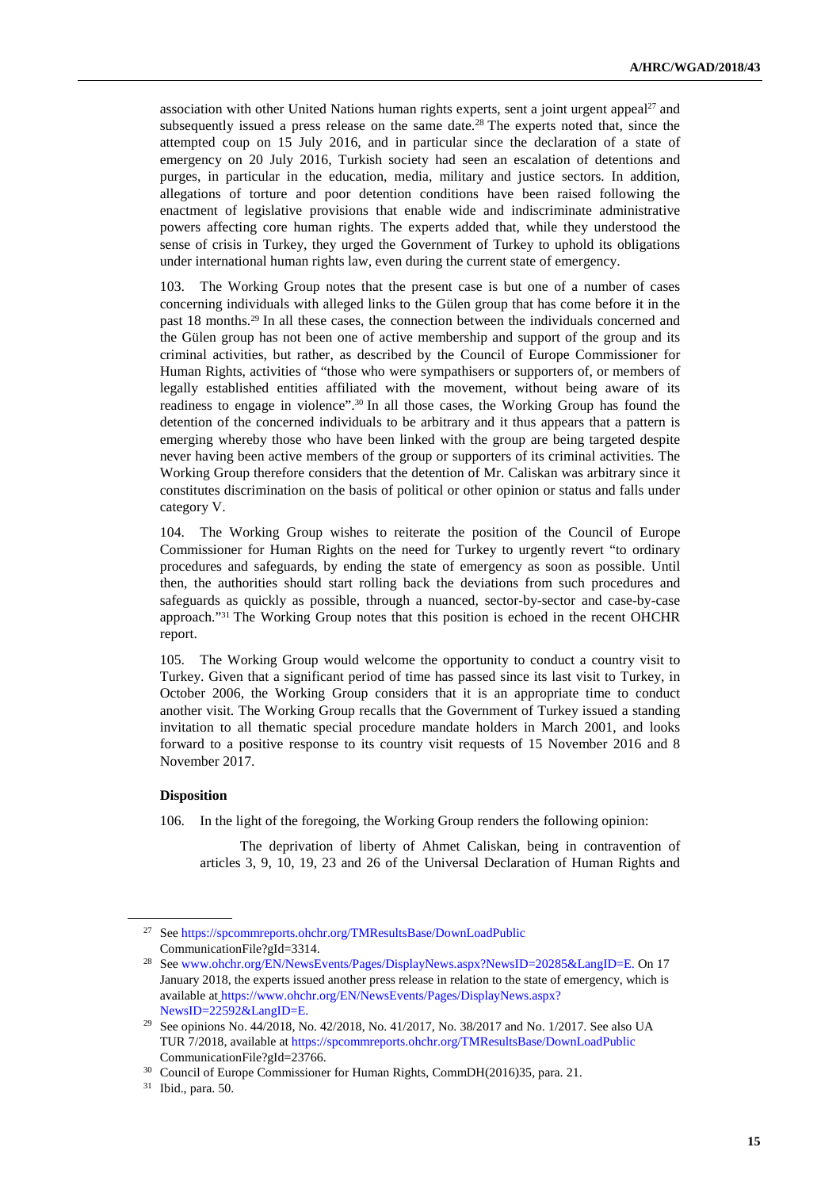association with other United Nations human rights experts, sent a joint urgent appeal[27] and subsequently issued a press release on the same date.[28] The experts noted that, since the attempted coup on 15 July 2016, and in particular since the declaration of a state of emergency on 20 July 2016, Turkish society had seen an escalation of detentions and purges, in particular in the education, media, military and justice sectors. In addition, allegations of torture and poor detention conditions have been raised following the enactment of legislative provisions that enable wide and indiscriminate administrative powers affecting core human rights. The experts added that, while they understood the sense of crisis in Turkey, they urged the Government of Turkey to uphold its obligations under international human rights law, even during the current state of emergency.

103. The Working Group notes that the present case is but one of a number of cases concerning individuals with alleged links to the Gülen group that has come before it in the past 18 months.[29] In all these cases, the connection between the individuals concerned and the Gülen group has not been one of active membership and support of the group and its criminal activities, but rather, as described by the Council of Europe Commissioner for Human Rights, activities of "those who were sympathisers or supporters of, or members of legally established entities affiliated with the movement, without being aware of its readiness to engage in violence".[30] In all those cases, the Working Group has found the detention of the concerned individuals to be arbitrary and it thus appears that a pattern is emerging whereby those who have been linked with the group are being targeted despite never having been active members of the group or supporters of its criminal activities. The Working Group therefore considers that the detention of Mr. Caliskan was arbitrary since it constitutes discrimination on the basis of political or other opinion or status and falls under category V.

104. The Working Group wishes to reiterate the position of the Council of Europe Commissioner for Human Rights on the need for Turkey to urgently revert "to ordinary procedures and safeguards, by ending the state of emergency as soon as possible. Until then, the authorities should start rolling back the deviations from such procedures and safeguards as quickly as possible, through a nuanced, sector-by-sector and case-by-case approach."[31] The Working Group notes that this position is echoed in the recent OHCHR report.

105. The Working Group would welcome the opportunity to conduct a country visit to Turkey. Given that a significant period of time has passed since its last visit to Turkey, in October 2006, the Working Group considers that it is an appropriate time to conduct another visit. The Working Group recalls that the Government of Turkey issued a standing invitation to all thematic special procedure mandate holders in March 2001, and looks forward to a positive response to its country visit requests of 15 November 2016 and 8 November 2017.

**Disposition**

106. In the light of the foregoing, the Working Group renders the following opinion:

The deprivation of liberty of Ahmet Caliskan, being in contravention of articles 3, 9, 10, 19, 23 and 26 of the Universal Declaration of Human Rights and

---

[27] See https://spcommreports.ohchr.org/TMResultsBase/DownLoadPublicCommunicationFile?gId=3314.

[28] See www.ohchr.org/EN/NewsEvents/Pages/DisplayNews.aspx?NewsID=20285&LangID=E. On 17 January 2018, the experts issued another press release in relation to the state of emergency, which is available at https://www.ohchr.org/EN/NewsEvents/Pages/DisplayNews.aspx?NewsID=22592&LangID=E.

[29] See opinions No. 44/2018, No. 42/2018, No. 41/2017, No. 38/2017 and No. 1/2017. See also UA TUR 7/2018, available at https://spcommreports.ohchr.org/TMResultsBase/DownLoadPublicCommunicationFile?gId=23766.

[30] Council of Europe Commissioner for Human Rights, CommDH(2016)35, para. 21.

[31] Ibid., para. 50.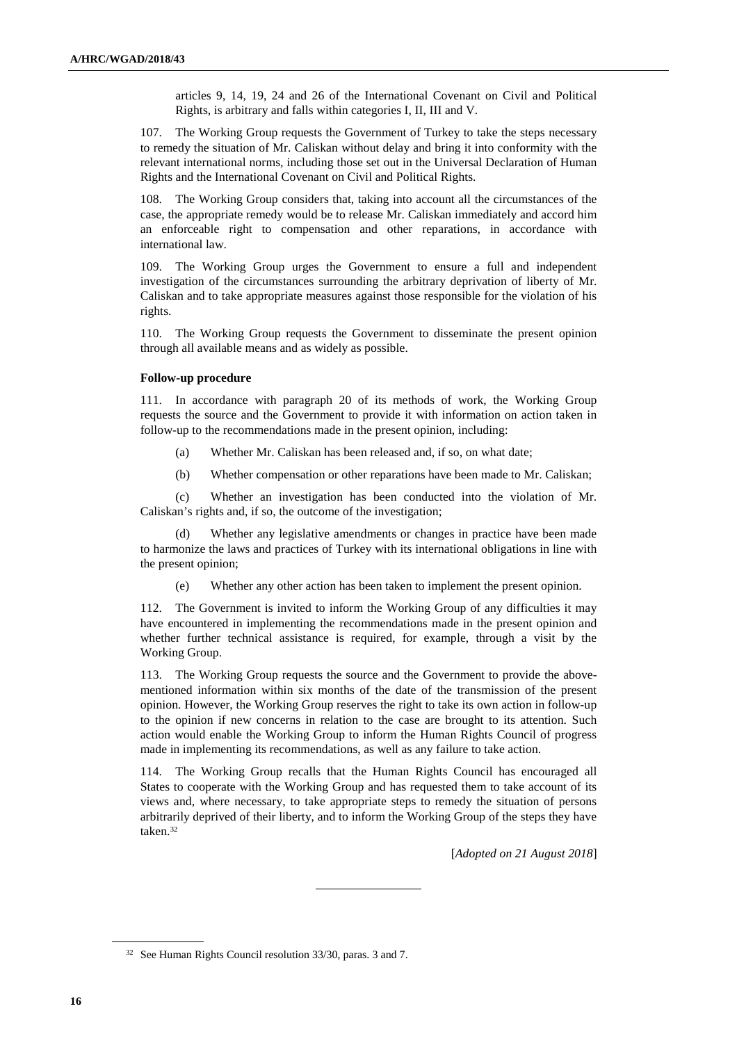articles 9, 14, 19, 24 and 26 of the International Covenant on Civil and Political Rights, is arbitrary and falls within categories I, II, III and V.

107. The Working Group requests the Government of Turkey to take the steps necessary to remedy the situation of Mr. Caliskan without delay and bring it into conformity with the relevant international norms, including those set out in the Universal Declaration of Human Rights and the International Covenant on Civil and Political Rights.

108. The Working Group considers that, taking into account all the circumstances of the case, the appropriate remedy would be to release Mr. Caliskan immediately and accord him an enforceable right to compensation and other reparations, in accordance with international law.

109. The Working Group urges the Government to ensure a full and independent investigation of the circumstances surrounding the arbitrary deprivation of liberty of Mr. Caliskan and to take appropriate measures against those responsible for the violation of his rights.

110. The Working Group requests the Government to disseminate the present opinion through all available means and as widely as possible.

**Follow-up procedure**

111. In accordance with paragraph 20 of its methods of work, the Working Group requests the source and the Government to provide it with information on action taken in follow-up to the recommendations made in the present opinion, including:

(a) Whether Mr. Caliskan has been released and, if so, on what date;

(b) Whether compensation or other reparations have been made to Mr. Caliskan;

(c) Whether an investigation has been conducted into the violation of Mr. Caliskan's rights and, if so, the outcome of the investigation;

(d) Whether any legislative amendments or changes in practice have been made to harmonize the laws and practices of Turkey with its international obligations in line with the present opinion;

(e) Whether any other action has been taken to implement the present opinion.

112. The Government is invited to inform the Working Group of any difficulties it may have encountered in implementing the recommendations made in the present opinion and whether further technical assistance is required, for example, through a visit by the Working Group.

113. The Working Group requests the source and the Government to provide the above-mentioned information within six months of the date of the transmission of the present opinion. However, the Working Group reserves the right to take its own action in follow-up to the opinion if new concerns in relation to the case are brought to its attention. Such action would enable the Working Group to inform the Human Rights Council of progress made in implementing its recommendations, as well as any failure to take action.

114. The Working Group recalls that the Human Rights Council has encouraged all States to cooperate with the Working Group and has requested them to take account of its views and, where necessary, to take appropriate steps to remedy the situation of persons arbitrarily deprived of their liberty, and to inform the Working Group of the steps they have taken.[32]

[*Adopted on 21 August 2018*]

[32] See Human Rights Council resolution 33/30, paras. 3 and 7.